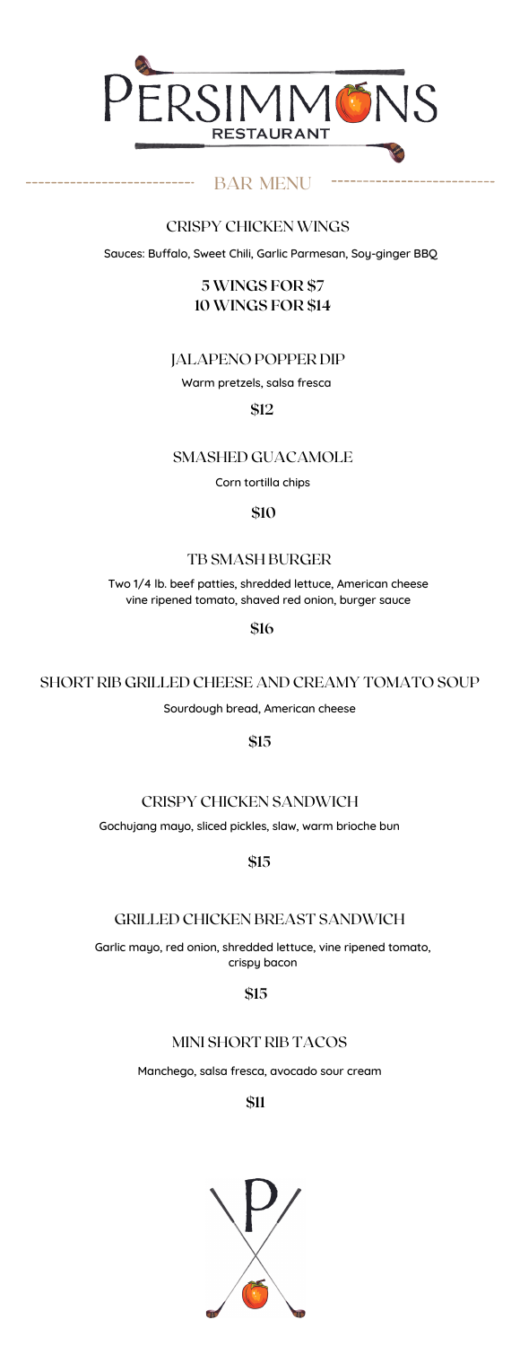# PERSIMMONS RESTAURANT

## BAR MENU

### CRISPY CHICKEN WINGS

Sauces: Buffalo, Sweet Chili, Garlic Parmesan, Soy-ginger BBQ

**5 WINGS FOR $7**
**10 WINGS FOR $14**

### JALAPENO POPPER DIP

Warm pretzels, salsa fresca

**$12**

### SMASHED GUACAMOLE

Corn tortilla chips

**$10**

### TB SMASH BURGER

Two 1/4 lb. beef patties, shredded lettuce, American cheese vine ripened tomato, shaved red onion, burger sauce

**$16**

### SHORT RIB GRILLED CHEESE AND CREAMY TOMATO SOUP

Sourdough bread, American cheese

**$15**

### CRISPY CHICKEN SANDWICH

Gochujang mayo, sliced pickles, slaw, warm brioche bun

**$15**

### GRILLED CHICKEN BREAST SANDWICH

Garlic mayo, red onion, shredded lettuce, vine ripened tomato, crispy bacon

**$15**

### MINI SHORT RIB TACOS

Manchego, salsa fresca, avocado sour cream

**$11**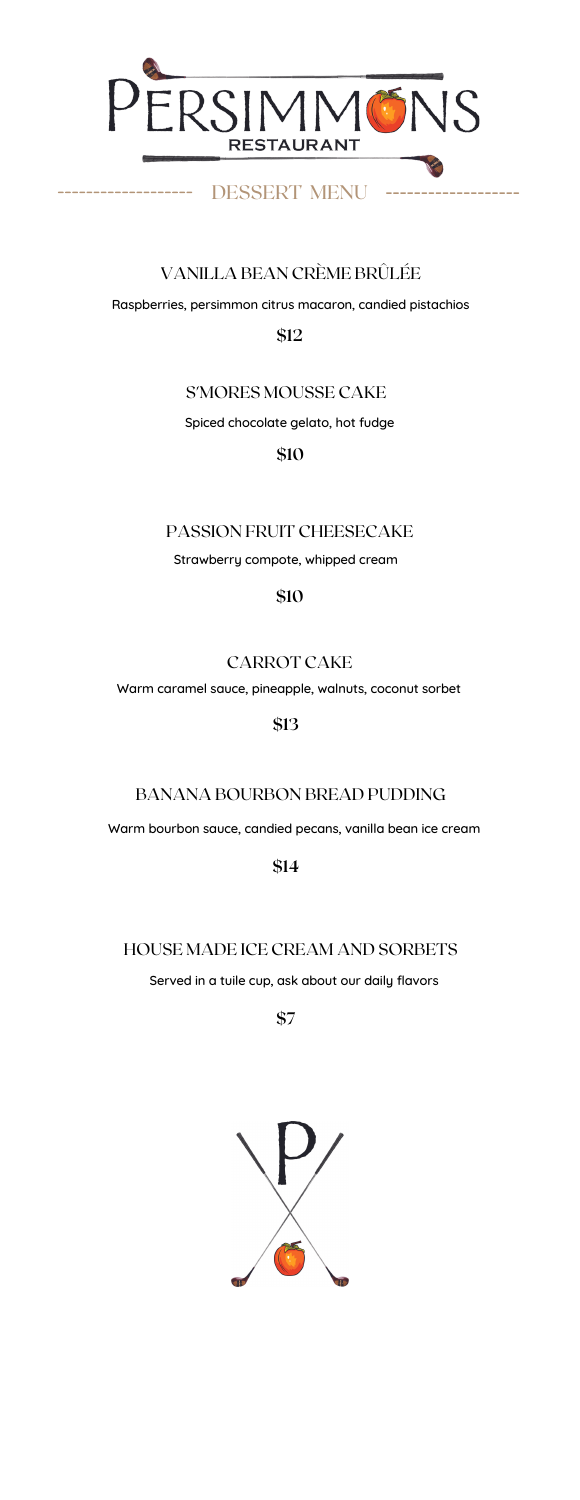# PERSIMMONS

RESTAURANT

## DESSERT MENU

### VANILLA BEAN CRÈME BRÛLÉE

Raspberries, persimmon citrus macaron, candied pistachios

**$12**

### S'MORES MOUSSE CAKE

Spiced chocolate gelato, hot fudge

**$10**

### PASSION FRUIT CHEESECAKE

Strawberry compote, whipped cream

**$10**

### CARROT CAKE

Warm caramel sauce, pineapple, walnuts, coconut sorbet

**$13**

### BANANA BOURBON BREAD PUDDING

Warm bourbon sauce, candied pecans, vanilla bean ice cream

**$14**

### HOUSE MADE ICE CREAM AND SORBETS

Served in a tuile cup, ask about our daily flavors

**$7**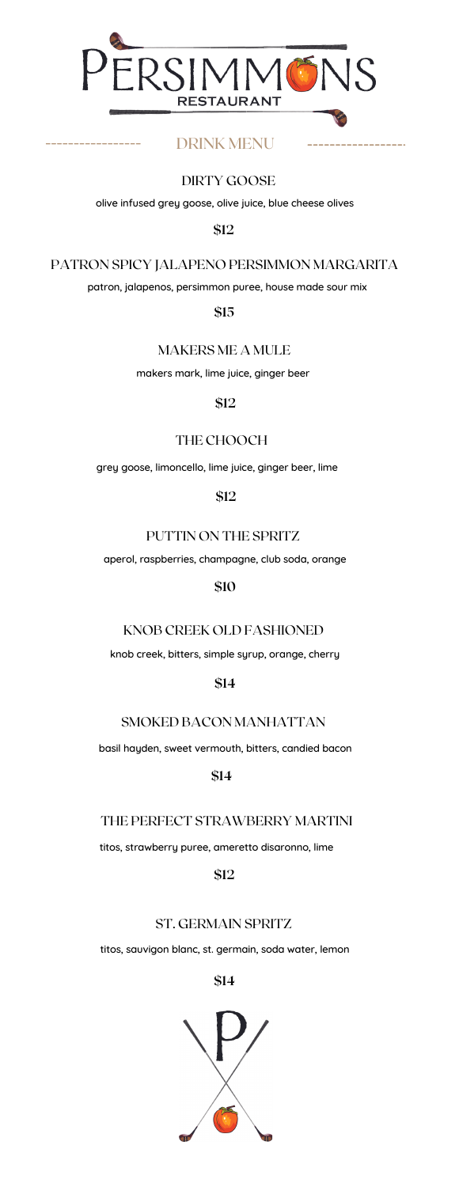# PERSIMMONS
RESTAURANT

## DRINK MENU

### DIRTY GOOSE

olive infused grey goose, olive juice, blue cheese olives

**$12**

### PATRON SPICY JALAPENO PERSIMMON MARGARITA

patron, jalapenos, persimmon puree, house made sour mix

**$15**

### MAKERS ME A MULE

makers mark, lime juice, ginger beer

**$12**

### THE CHOOCH

grey goose, limoncello, lime juice, ginger beer, lime

**$12**

### PUTTIN ON THE SPRITZ

aperol, raspberries, champagne, club soda, orange

**$10**

### KNOB CREEK OLD FASHIONED

knob creek, bitters, simple syrup, orange, cherry

**$14**

### SMOKED BACON MANHATTAN

basil hayden, sweet vermouth, bitters, candied bacon

**$14**

### THE PERFECT STRAWBERRY MARTINI

titos, strawberry puree, ameretto disaronno, lime

**$12**

### ST. GERMAIN SPRITZ

titos, sauvigon blanc, st. germain, soda water, lemon

**$14**

P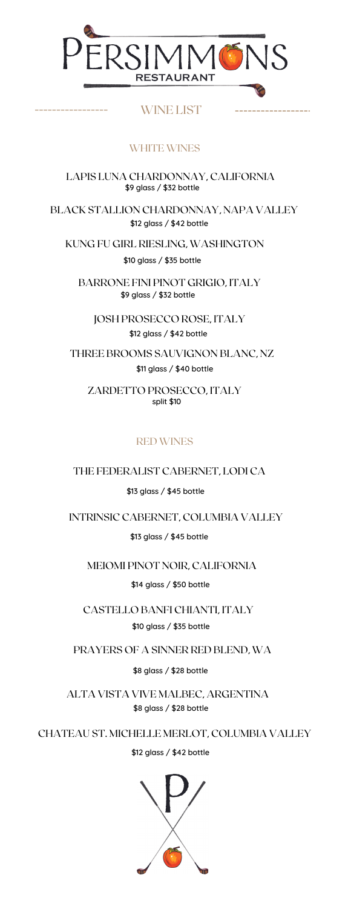# PERSIMMONS RESTAURANT

## WINE LIST

### WHITE WINES

LAPIS LUNA CHARDONNAY, CALIFORNIA
$9 glass / $32 bottle

BLACK STALLION CHARDONNAY, NAPA VALLEY
$12 glass / $42 bottle

KUNG FU GIRL RIESLING, WASHINGTON
$10 glass / $35 bottle

BARRONE FINI PINOT GRIGIO, ITALY
$9 glass / $32 bottle

JOSH PROSECCO ROSE, ITALY
$12 glass / $42 bottle

THREE BROOMS SAUVIGNON BLANC, NZ
$11 glass / $40 bottle

ZARDETTO PROSECCO, ITALY
split $10

### RED WINES

THE FEDERALIST CABERNET, LODI CA
$13 glass / $45 bottle

INTRINSIC CABERNET, COLUMBIA VALLEY
$13 glass / $45 bottle

MEIOMI PINOT NOIR, CALIFORNIA
$14 glass / $50 bottle

CASTELLO BANFI CHIANTI, ITALY
$10 glass / $35 bottle

PRAYERS OF A SINNER RED BLEND, WA
$8 glass / $28 bottle

ALTA VISTA VIVE MALBEC, ARGENTINA
$8 glass / $28 bottle

CHATEAU ST. MICHELLE MERLOT, COLUMBIA VALLEY
$12 glass / $42 bottle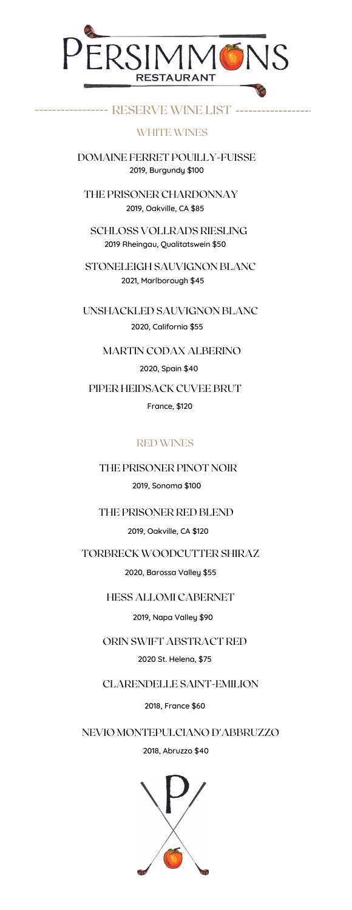# PERSIMMONS RESTAURANT

## RESERVE WINE LIST

### WHITE WINES

DOMAINE FERRET POUILLY-FUISSE
2019, Burgundy $100

THE PRISONER CHARDONNAY
2019, Oakville, CA $85

SCHLOSS VOLLRADS RIESLING
2019 Rheingau, Qualitatswein $50

STONELEIGH SAUVIGNON BLANC
2021, Marlborough $45

UNSHACKLED SAUVIGNON BLANC
2020, California $55

MARTIN CODAX ALBERINO
2020, Spain $40

PIPER HEIDSACK CUVEE BRUT
France, $120

### RED WINES

THE PRISONER PINOT NOIR
2019, Sonoma $100

THE PRISONER RED BLEND
2019, Oakville, CA $120

TORBRECK WOODCUTTER SHIRAZ
2020, Barossa Valley $55

HESS ALLOMI CABERNET
2019, Napa Valley $90

ORIN SWIFT ABSTRACT RED
2020 St. Helena, $75

CLARENDELLE SAINT-EMILION
2018, France $60

NEVIO MONTEPULCIANO D'ABBRUZZO
2018, Abruzzo $40